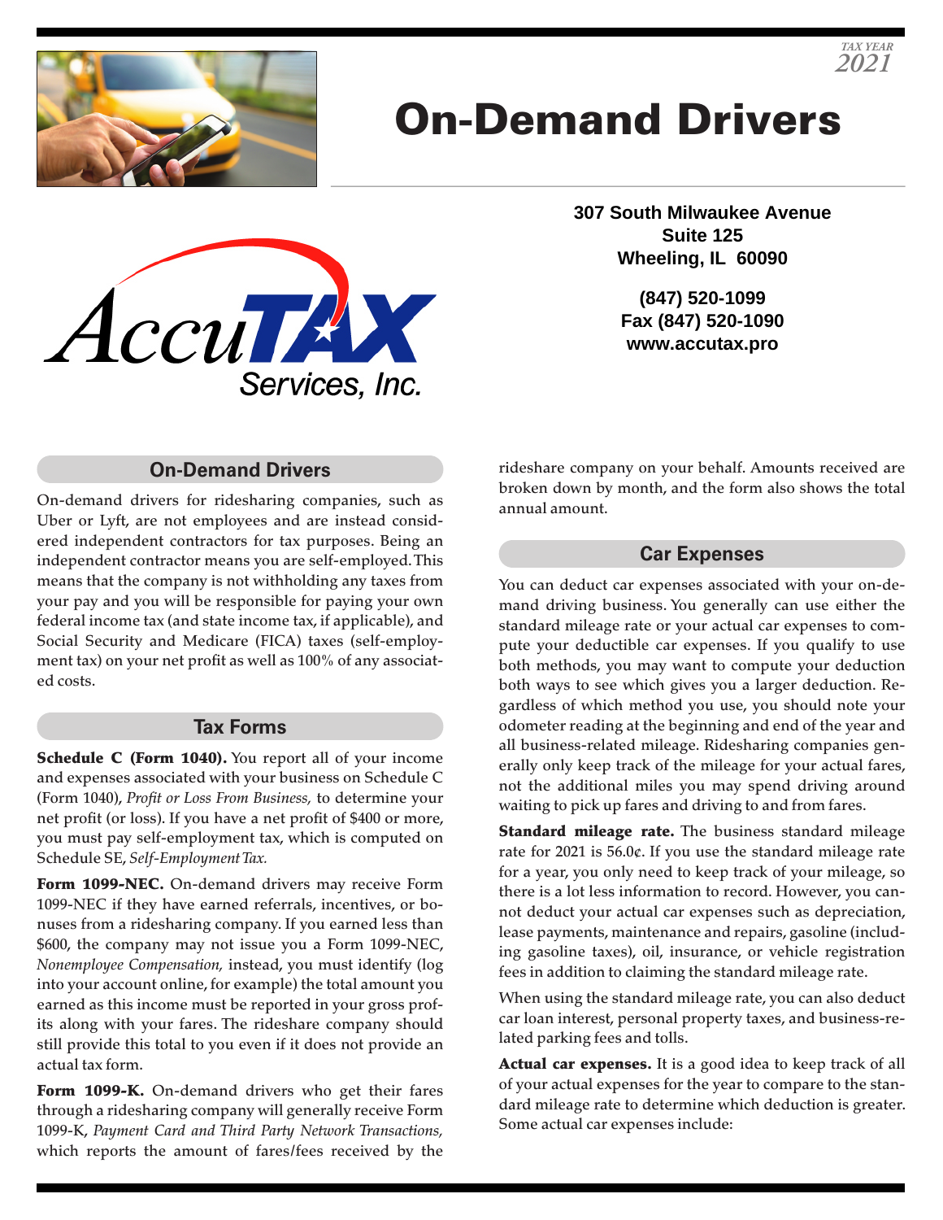TAX YEAR 2021

# On-Demand Drivers

AccuTAX Services, Inc.

**307 South Milwaukee Avenue**
**Suite 125**
**Wheeling, IL 60090**

**(847) 520-1099**
**Fax (847) 520-1090**
**www.accutax.pro**

## On-Demand Drivers

On-demand drivers for ridesharing companies, such as Uber or Lyft, are not employees and are instead considered independent contractors for tax purposes. Being an independent contractor means you are self-employed. This means that the company is not withholding any taxes from your pay and you will be responsible for paying your own federal income tax (and state income tax, if applicable), and Social Security and Medicare (FICA) taxes (self-employment tax) on your net profit as well as 100% of any associated costs.

## Tax Forms

**Schedule C (Form 1040).** You report all of your income and expenses associated with your business on Schedule C (Form 1040), *Profit or Loss From Business,* to determine your net profit (or loss). If you have a net profit of $400 or more, you must pay self-employment tax, which is computed on Schedule SE, *Self-Employment Tax.*

**Form 1099-NEC.** On-demand drivers may receive Form 1099-NEC if they have earned referrals, incentives, or bonuses from a ridesharing company. If you earned less than $600, the company may not issue you a Form 1099-NEC, *Nonemployee Compensation,* instead, you must identify (log into your account online, for example) the total amount you earned as this income must be reported in your gross profits along with your fares. The rideshare company should still provide this total to you even if it does not provide an actual tax form.

**Form 1099-K.** On-demand drivers who get their fares through a ridesharing company will generally receive Form 1099-K, *Payment Card and Third Party Network Transactions,* which reports the amount of fares/fees received by the rideshare company on your behalf. Amounts received are broken down by month, and the form also shows the total annual amount.

## Car Expenses

You can deduct car expenses associated with your on-demand driving business. You generally can use either the standard mileage rate or your actual car expenses to compute your deductible car expenses. If you qualify to use both methods, you may want to compute your deduction both ways to see which gives you a larger deduction. Regardless of which method you use, you should note your odometer reading at the beginning and end of the year and all business-related mileage. Ridesharing companies generally only keep track of the mileage for your actual fares, not the additional miles you may spend driving around waiting to pick up fares and driving to and from fares.

**Standard mileage rate.** The business standard mileage rate for 2021 is 56.0¢. If you use the standard mileage rate for a year, you only need to keep track of your mileage, so there is a lot less information to record. However, you cannot deduct your actual car expenses such as depreciation, lease payments, maintenance and repairs, gasoline (including gasoline taxes), oil, insurance, or vehicle registration fees in addition to claiming the standard mileage rate.

When using the standard mileage rate, you can also deduct car loan interest, personal property taxes, and business-related parking fees and tolls.

**Actual car expenses.** It is a good idea to keep track of all of your actual expenses for the year to compare to the standard mileage rate to determine which deduction is greater. Some actual car expenses include: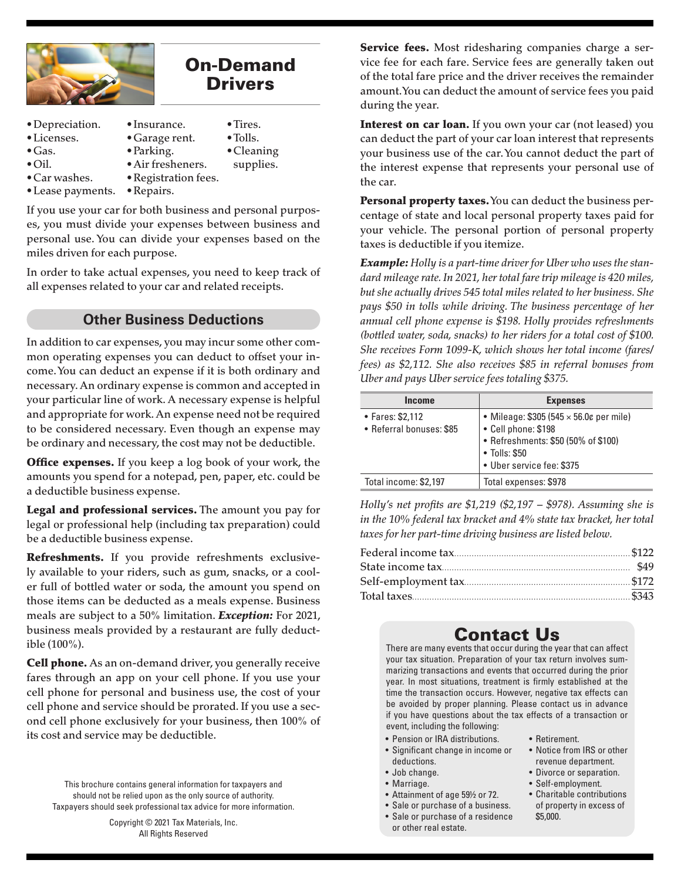# On-Demand Drivers

- Depreciation.
- Licenses.
- Gas.
- Oil.
- Car washes.
- Lease payments.
- Insurance.
- Garage rent.
- Parking.
- Air fresheners.
- Registration fees.
- Repairs.
- Tires.
- Tolls.
- Cleaning supplies.

If you use your car for both business and personal purposes, you must divide your expenses between business and personal use. You can divide your expenses based on the miles driven for each purpose.

In order to take actual expenses, you need to keep track of all expenses related to your car and related receipts.

## Other Business Deductions

In addition to car expenses, you may incur some other common operating expenses you can deduct to offset your income. You can deduct an expense if it is both ordinary and necessary. An ordinary expense is common and accepted in your particular line of work. A necessary expense is helpful and appropriate for work. An expense need not be required to be considered necessary. Even though an expense may be ordinary and necessary, the cost may not be deductible.

**Office expenses.** If you keep a log book of your work, the amounts you spend for a notepad, pen, paper, etc. could be a deductible business expense.

**Legal and professional services.** The amount you pay for legal or professional help (including tax preparation) could be a deductible business expense.

**Refreshments.** If you provide refreshments exclusively available to your riders, such as gum, snacks, or a cooler full of bottled water or soda, the amount you spend on those items can be deducted as a meals expense. Business meals are subject to a 50% limitation. ***Exception:*** For 2021, business meals provided by a restaurant are fully deductible (100%).

**Cell phone.** As an on-demand driver, you generally receive fares through an app on your cell phone. If you use your cell phone for personal and business use, the cost of your cell phone and service should be prorated. If you use a second cell phone exclusively for your business, then 100% of its cost and service may be deductible.

**Service fees.** Most ridesharing companies charge a service fee for each fare. Service fees are generally taken out of the total fare price and the driver receives the remainder amount. You can deduct the amount of service fees you paid during the year.

**Interest on car loan.** If you own your car (not leased) you can deduct the part of your car loan interest that represents your business use of the car. You cannot deduct the part of the interest expense that represents your personal use of the car.

**Personal property taxes.** You can deduct the business percentage of state and local personal property taxes paid for your vehicle. The personal portion of personal property taxes is deductible if you itemize.

***Example:*** *Holly is a part-time driver for Uber who uses the standard mileage rate. In 2021, her total fare trip mileage is 420 miles, but she actually drives 545 total miles related to her business. She pays $50 in tolls while driving. The business percentage of her annual cell phone expense is $198. Holly provides refreshments (bottled water, soda, snacks) to her riders for a total cost of $100. She receives Form 1099-K, which shows her total income (fares/fees) as $2,112. She also receives $85 in referral bonuses from Uber and pays Uber service fees totaling $375.*

| Income | Expenses |
|---|---|
| • Fares: $2,112<br>• Referral bonuses: $85 | • Mileage: $305 (545 × 56.0¢ per mile)<br>• Cell phone: $198<br>• Refreshments: $50 (50% of $100)<br>• Tolls: $50<br>• Uber service fee: $375 |
| Total income: $2,197 | Total expenses: $978 |

*Holly's net profits are $1,219 ($2,197 – $978). Assuming she is in the 10% federal tax bracket and 4% state tax bracket, her total taxes for her part-time driving business are listed below.*

| | |
|---|---|
| Federal income tax | $122 |
| State income tax | $49 |
| Self-employment tax | $172 |
| Total taxes | $343 |

## Contact Us

There are many events that occur during the year that can affect your tax situation. Preparation of your tax return involves summarizing transactions and events that occurred during the prior year. In most situations, treatment is firmly established at the time the transaction occurs. However, negative tax effects can be avoided by proper planning. Please contact us in advance if you have questions about the tax effects of a transaction or event, including the following:

- Pension or IRA distributions.
- Significant change in income or deductions.
- Job change.
- Marriage.
- Attainment of age 59½ or 72.
- Sale or purchase of a business.
- Sale or purchase of a residence or other real estate.
- Retirement.
- Notice from IRS or other revenue department.
- Divorce or separation.
- Self-employment.
- Charitable contributions of property in excess of $5,000.

This brochure contains general information for taxpayers and should not be relied upon as the only source of authority. Taxpayers should seek professional tax advice for more information.

Copyright © 2021 Tax Materials, Inc.
All Rights Reserved